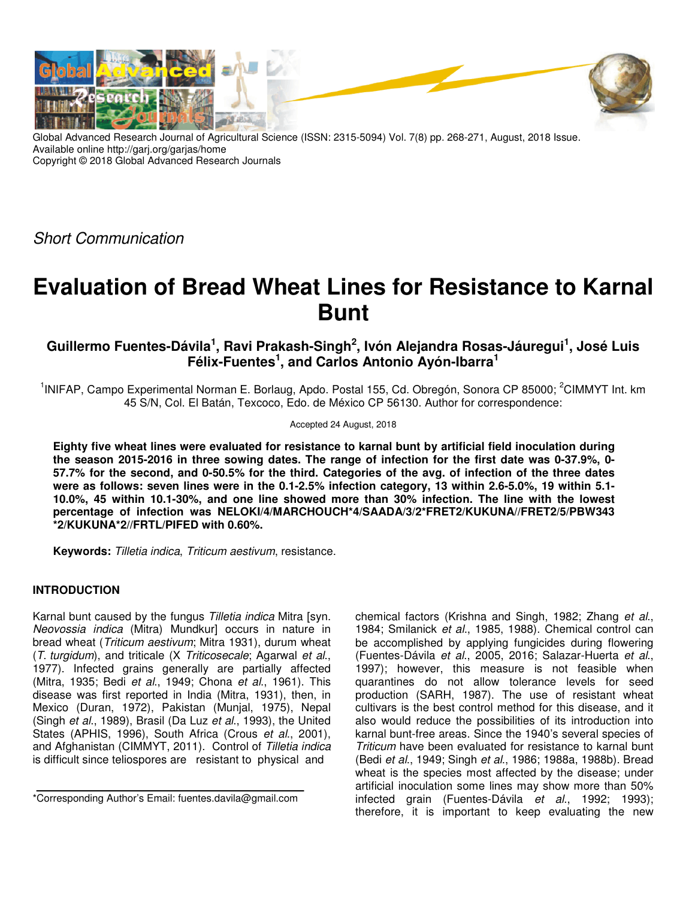Global Advanced Research Journal of Agricultural Science (ISSN: 2315-5094) Vol. 7(8) pp. 268-271, August, 2018 Issue.
Available online http://garj.org/garjas/home
Copyright © 2018 Global Advanced Research Journals

*Short Communication*

# Evaluation of Bread Wheat Lines for Resistance to Karnal Bunt

**Guillermo Fuentes-Dávila[1], Ravi Prakash-Singh[2], Ivón Alejandra Rosas-Jáuregui[1], José Luis Félix-Fuentes[1], and Carlos Antonio Ayón-Ibarra[1]**

[1]INIFAP, Campo Experimental Norman E. Borlaug, Apdo. Postal 155, Cd. Obregón, Sonora CP 85000; [2]CIMMYT Int. km 45 S/N, Col. El Batán, Texcoco, Edo. de México CP 56130. Author for correspondence:

Accepted 24 August, 2018

**Eighty five wheat lines were evaluated for resistance to karnal bunt by artificial field inoculation during the season 2015-2016 in three sowing dates. The range of infection for the first date was 0-37.9%, 0-57.7% for the second, and 0-50.5% for the third. Categories of the avg. of infection of the three dates were as follows: seven lines were in the 0.1-2.5% infection category, 13 within 2.6-5.0%, 19 within 5.1-10.0%, 45 within 10.1-30%, and one line showed more than 30% infection. The line with the lowest percentage of infection was NELOKI/4/MARCHOUCH*4/SAADA/3/2*FRET2/KUKUNA//FRET2/5/PBW343*2/KUKUNA*2//FRTL/PIFED with 0.60%.**

**Keywords:** *Tilletia indica*, *Triticum aestivum*, resistance.

## INTRODUCTION

Karnal bunt caused by the fungus *Tilletia indica* Mitra [syn. *Neovossia indica* (Mitra) Mundkur] occurs in nature in bread wheat (*Triticum aestivum*; Mitra 1931), durum wheat (*T. turgidum*), and triticale (X *Triticosecale*; Agarwal *et al*., 1977). Infected grains generally are partially affected (Mitra, 1935; Bedi *et al*., 1949; Chona *et al*., 1961). This disease was first reported in India (Mitra, 1931), then, in Mexico (Duran, 1972), Pakistan (Munjal, 1975), Nepal (Singh *et al*., 1989), Brasil (Da Luz *et al*., 1993), the United States (APHIS, 1996), South Africa (Crous *et al*., 2001), and Afghanistan (CIMMYT, 2011). Control of *Tilletia indica* is difficult since teliospores are resistant to physical and chemical factors (Krishna and Singh, 1982; Zhang *et al*., 1984; Smilanick *et al*., 1985, 1988). Chemical control can be accomplished by applying fungicides during flowering (Fuentes-Dávila *et al*., 2005, 2016; Salazar-Huerta *et al*., 1997); however, this measure is not feasible when quarantines do not allow tolerance levels for seed production (SARH, 1987). The use of resistant wheat cultivars is the best control method for this disease, and it also would reduce the possibilities of its introduction into karnal bunt-free areas. Since the 1940's several species of *Triticum* have been evaluated for resistance to karnal bunt (Bedi *et al*., 1949; Singh *et al*., 1986; 1988a, 1988b). Bread wheat is the species most affected by the disease; under artificial inoculation some lines may show more than 50% infected grain (Fuentes-Dávila *et al*., 1992; 1993); therefore, it is important to keep evaluating the new

*Corresponding Author's Email: fuentes.davila@gmail.com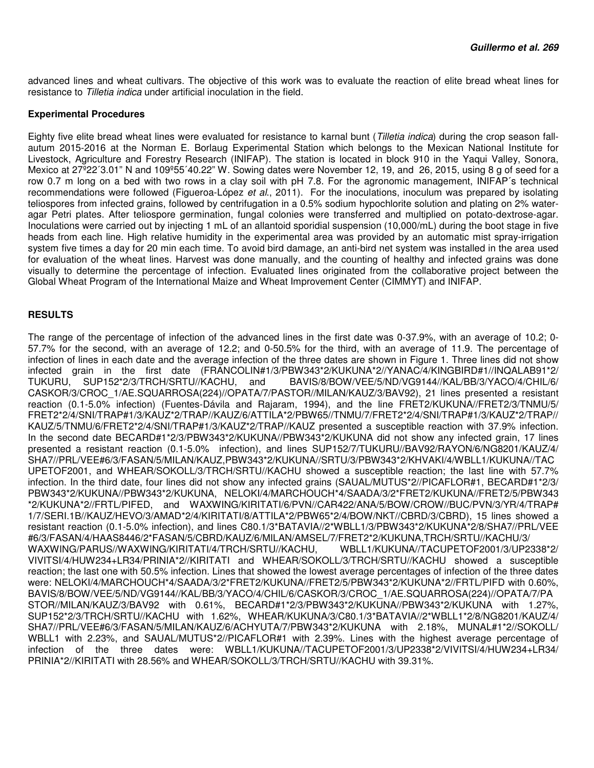advanced lines and wheat cultivars. The objective of this work was to evaluate the reaction of elite bread wheat lines for resistance to *Tilletia indica* under artificial inoculation in the field.

**Experimental Procedures**

Eighty five elite bread wheat lines were evaluated for resistance to karnal bunt (*Tilletia indica*) during the crop season fall-autum 2015-2016 at the Norman E. Borlaug Experimental Station which belongs to the Mexican National Institute for Livestock, Agriculture and Forestry Research (INIFAP). The station is located in block 910 in the Yaqui Valley, Sonora, Mexico at 27º22´3.01" N and 109º55´40.22" W. Sowing dates were November 12, 19, and 26, 2015, using 8 g of seed for a row 0.7 m long on a bed with two rows in a clay soil with pH 7.8. For the agronomic management, INIFAP´s technical recommendations were followed (Figueroa-López *et al*., 2011). For the inoculations, inoculum was prepared by isolating teliospores from infected grains, followed by centrifugation in a 0.5% sodium hypochlorite solution and plating on 2% water-agar Petri plates. After teliospore germination, fungal colonies were transferred and multiplied on potato-dextrose-agar. Inoculations were carried out by injecting 1 mL of an allantoid sporidial suspension (10,000/mL) during the boot stage in five heads from each line. High relative humidity in the experimental area was provided by an automatic mist spray-irrigation system five times a day for 20 min each time. To avoid bird damage, an anti-bird net system was installed in the area used for evaluation of the wheat lines. Harvest was done manually, and the counting of healthy and infected grains was done visually to determine the percentage of infection. Evaluated lines originated from the collaborative project between the Global Wheat Program of the International Maize and Wheat Improvement Center (CIMMYT) and INIFAP.

## RESULTS

The range of the percentage of infection of the advanced lines in the first date was 0-37.9%, with an average of 10.2; 0-57.7% for the second, with an average of 12.2; and 0-50.5% for the third, with an average of 11.9. The percentage of infection of lines in each date and the average infection of the three dates are shown in Figure 1. Three lines did not show infected grain in the first date (FRANCOLIN#1/3/PBW343*2/KUKUNA*2//YANAC/4/KINGBIRD#1//INQALAB91*2/TUKURU, SUP152*2/3/TRCH/SRTU//KACHU, and BAVIS/8/BOW/VEE/5/ND/VG9144//KAL/BB/3/YACO/4/CHIL/6/CASKOR/3/CROC_1/AE.SQUARROSA(224)//OPATA/7/PASTOR//MILAN/KAUZ/3/BAV92), 21 lines presented a resistant reaction (0.1-5.0% infection) (Fuentes-Dávila and Rajaram, 1994), and the line FRET2/KUKUNA//FRET2/3/TNMU/5/FRET2*2/4/SNI/TRAP#1/3/KAUZ*2/TRAP//KAUZ/6/ATTILA*2/PBW65//TNMU/7/FRET2*2/4/SNI/TRAP#1/3/KAUZ*2/TRAP//KAUZ/5/TNMU/6/FRET2*2/4/SNI/TRAP#1/3/KAUZ*2/TRAP//KAUZ presented a susceptible reaction with 37.9% infection. In the second date BECARD#1*2/3/PBW343*2/KUKUNA//PBW343*2/KUKUNA did not show any infected grain, 17 lines presented a resistant reaction (0.1-5.0% infection), and lines SUP152/7/TUKURU//BAV92/RAYON/6/NG8201/KAUZ/4/SHA7//PRL/VEE#6/3/FASAN/5/MILAN/KAUZ,PBW343*2/KUKUNA//SRTU/3/PBW343*2/KHVAKI/4/WBLL1/KUKUNA//TACUPETOF2001, and WHEAR/SOKOLL/3/TRCH/SRTU//KACHU showed a susceptible reaction; the last line with 57.7% infection. In the third date, four lines did not show any infected grains (SAUAL/MUTUS*2//PICAFLOR#1, BECARD#1*2/3/PBW343*2/KUKUNA//PBW343*2/KUKUNA, NELOKI/4/MARCHOUCH*4/SAADA/3/2*FRET2/KUKUNA//FRET2/5/PBW343*2/KUKUNA*2//FRTL/PIFED, and WAXWING/KIRITATI/6/PVN//CAR422/ANA/5/BOW/CROW//BUC/PVN/3/YR/4/TRAP#1/7/SERI.1B//KAUZ/HEVO/3/AMAD*2/4/KIRITATI/8/ATTILA*2/PBW65*2/4/BOW/NKT//CBRD/3/CBRD), 15 lines showed a resistant reaction (0.1-5.0% infection), and lines C80.1/3*BATAVIA//2*WBLL1/3/PBW343*2/KUKUNA*2/8/SHA7//PRL/VEE#6/3/FASAN/4/HAAS8446/2*FASAN/5/CBRD/KAUZ/6/MILAN/AMSEL/7/FRET2*2/KUKUNA,TRCH/SRTU//KACHU/3/WAXWING/PARUS//WAXWING/KIRITATI/4/TRCH/SRTU//KACHU, WBLL1/KUKUNA//TACUPETOF2001/3/UP2338*2/VIVITSI/4/HUW234+LR34/PRINIA*2//KIRITATI and WHEAR/SOKOLL/3/TRCH/SRTU//KACHU showed a susceptible reaction; the last one with 50.5% infection. Lines that showed the lowest average percentages of infection of the three dates were: NELOKI/4/MARCHOUCH*4/SAADA/3/2*FRET2/KUKUNA//FRET2/5/PBW343*2/KUKUNA*2//FRTL/PIFD with 0.60%, BAVIS/8/BOW/VEE/5/ND/VG9144//KAL/BB/3/YACO/4/CHIL/6/CASKOR/3/CROC_1/AE.SQUARROSA(224)//OPATA/7/PASTOR//MILAN/KAUZ/3/BAV92 with 0.61%, BECARD#1*2/3/PBW343*2/KUKUNA//PBW343*2/KUKUNA with 1.27%, SUP152*2/3/TRCH/SRTU//KACHU with 1.62%, WHEAR/KUKUNA/3/C80.1/3*BATAVIA//2*WBLL1*2/8/NG8201/KAUZ/4/SHA7//PRL/VEE#6/3/FASAN/5/MILAN/KAUZ/6/ACHYUTA/7/PBW343*2/KUKUNA with 2.18%, MUNAL#1*2//SOKOLL/WBLL1 with 2.23%, and SAUAL/MUTUS*2//PICAFLOR#1 with 2.39%. Lines with the highest average percentage of infection of the three dates were: WBLL1/KUKUNA//TACUPETOF2001/3/UP2338*2/VIVITSI/4/HUW234+LR34/PRINIA*2//KIRITATI with 28.56% and WHEAR/SOKOLL/3/TRCH/SRTU//KACHU with 39.31%.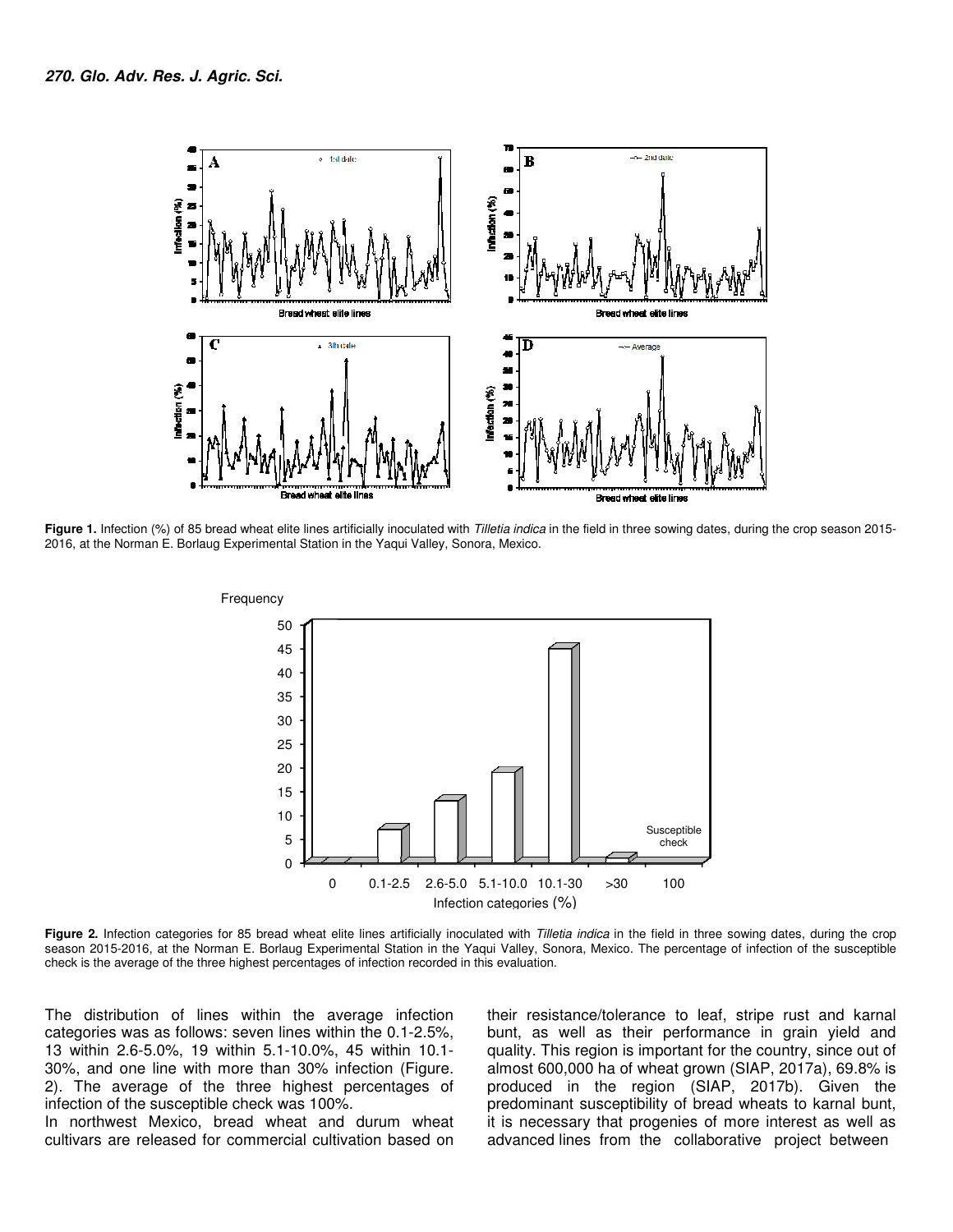**Figure 1.** Infection (%) of 85 bread wheat elite lines artificially inoculated with *Tilletia indica* in the field in three sowing dates, during the crop season 2015-2016, at the Norman E. Borlaug Experimental Station in the Yaqui Valley, Sonora, Mexico.

**Figure 2.** Infection categories for 85 bread wheat elite lines artificially inoculated with *Tilletia indica* in the field in three sowing dates, during the crop season 2015-2016, at the Norman E. Borlaug Experimental Station in the Yaqui Valley, Sonora, Mexico. The percentage of infection of the susceptible check is the average of the three highest percentages of infection recorded in this evaluation.

The distribution of lines within the average infection categories was as follows: seven lines within the 0.1-2.5%, 13 within 2.6-5.0%, 19 within 5.1-10.0%, 45 within 10.1-30%, and one line with more than 30% infection (Figure. 2). The average of the three highest percentages of infection of the susceptible check was 100%.

In northwest Mexico, bread wheat and durum wheat cultivars are released for commercial cultivation based on their resistance/tolerance to leaf, stripe rust and karnal bunt, as well as their performance in grain yield and quality. This region is important for the country, since out of almost 600,000 ha of wheat grown (SIAP, 2017a), 69.8% is produced in the region (SIAP, 2017b). Given the predominant susceptibility of bread wheats to karnal bunt, it is necessary that progenies of more interest as well as advanced lines from the collaborative project between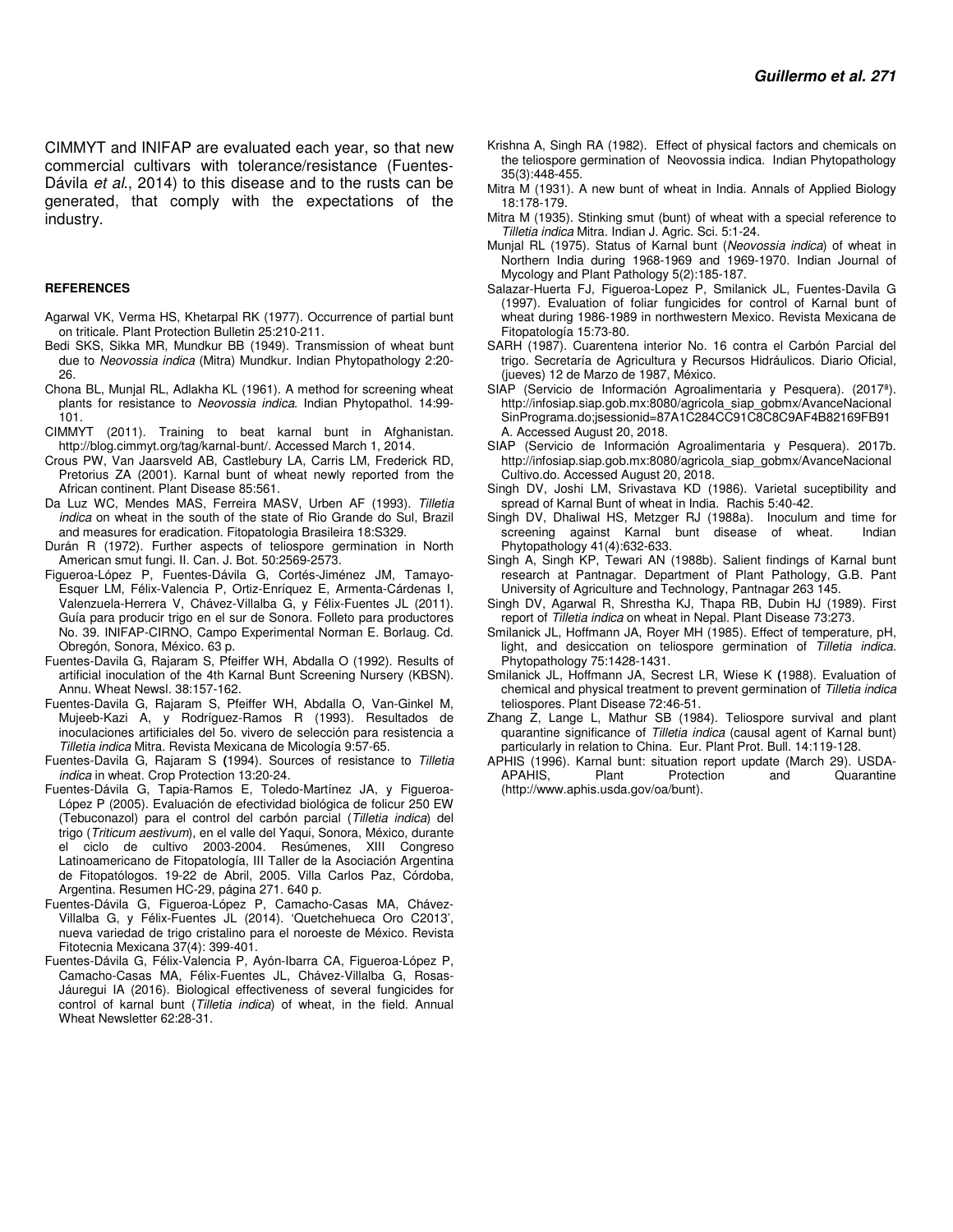CIMMYT and INIFAP are evaluated each year, so that new commercial cultivars with tolerance/resistance (Fuentes-Dávila *et al*., 2014) to this disease and to the rusts can be generated, that comply with the expectations of the industry.

## REFERENCES

Agarwal VK, Verma HS, Khetarpal RK (1977). Occurrence of partial bunt on triticale. Plant Protection Bulletin 25:210-211.

Bedi SKS, Sikka MR, Mundkur BB (1949). Transmission of wheat bunt due to *Neovossia indica* (Mitra) Mundkur. Indian Phytopathology 2:20-26.

Chona BL, Munjal RL, Adlakha KL (1961). A method for screening wheat plants for resistance to *Neovossia indica*. Indian Phytopathol. 14:99-101.

CIMMYT (2011). Training to beat karnal bunt in Afghanistan. http://blog.cimmyt.org/tag/karnal-bunt/. Accessed March 1, 2014.

Crous PW, Van Jaarsveld AB, Castlebury LA, Carris LM, Frederick RD, Pretorius ZA (2001). Karnal bunt of wheat newly reported from the African continent. Plant Disease 85:561.

Da Luz WC, Mendes MAS, Ferreira MASV, Urben AF (1993). *Tilletia indica* on wheat in the south of the state of Rio Grande do Sul, Brazil and measures for eradication. Fitopatologia Brasileira 18:S329.

Durán R (1972). Further aspects of teliospore germination in North American smut fungi. II. Can. J. Bot. 50:2569-2573.

Figueroa-López P, Fuentes-Dávila G, Cortés-Jiménez JM, Tamayo-Esquer LM, Félix-Valencia P, Ortiz-Enríquez E, Armenta-Cárdenas I, Valenzuela-Herrera V, Chávez-Villalba G, y Félix-Fuentes JL (2011). Guía para producir trigo en el sur de Sonora. Folleto para productores No. 39. INIFAP-CIRNO, Campo Experimental Norman E. Borlaug. Cd. Obregón, Sonora, México. 63 p.

Fuentes-Davila G, Rajaram S, Pfeiffer WH, Abdalla O (1992). Results of artificial inoculation of the 4th Karnal Bunt Screening Nursery (KBSN). Annu. Wheat Newsl. 38:157-162.

Fuentes-Davila G, Rajaram S, Pfeiffer WH, Abdalla O, Van-Ginkel M, Mujeeb-Kazi A, y Rodríguez-Ramos R (1993). Resultados de inoculaciones artificiales del 5o. vivero de selección para resistencia a *Tilletia indica* Mitra. Revista Mexicana de Micología 9:57-65.

Fuentes-Davila G, Rajaram S (1994). Sources of resistance to *Tilletia indica* in wheat. Crop Protection 13:20-24.

Fuentes-Dávila G, Tapia-Ramos E, Toledo-Martínez JA, y Figueroa-López P (2005). Evaluación de efectividad biológica de folicur 250 EW (Tebuconazol) para el control del carbón parcial (*Tilletia indica*) del trigo (*Triticum aestivum*), en el valle del Yaqui, Sonora, México, durante el ciclo de cultivo 2003-2004. Resúmenes, XIII Congreso Latinoamericano de Fitopatología, III Taller de la Asociación Argentina de Fitopatólogos. 19-22 de Abril, 2005. Villa Carlos Paz, Córdoba, Argentina. Resumen HC-29, página 271. 640 p.

Fuentes-Dávila G, Figueroa-López P, Camacho-Casas MA, Chávez-Villalba G, y Félix-Fuentes JL (2014). 'Quetchehueca Oro C2013', nueva variedad de trigo cristalino para el noroeste de México. Revista Fitotecnia Mexicana 37(4): 399-401.

Fuentes-Dávila G, Félix-Valencia P, Ayón-Ibarra CA, Figueroa-López P, Camacho-Casas MA, Félix-Fuentes JL, Chávez-Villalba G, Rosas-Jáuregui IA (2016). Biological effectiveness of several fungicides for control of karnal bunt (*Tilletia indica*) of wheat, in the field. Annual Wheat Newsletter 62:28-31.

Krishna A, Singh RA (1982). Effect of physical factors and chemicals on the teliospore germination of Neovossia indica. Indian Phytopathology 35(3):448-455.

Mitra M (1931). A new bunt of wheat in India. Annals of Applied Biology 18:178-179.

Mitra M (1935). Stinking smut (bunt) of wheat with a special reference to *Tilletia indica* Mitra. Indian J. Agric. Sci. 5:1-24.

Munjal RL (1975). Status of Karnal bunt (*Neovossia indica*) of wheat in Northern India during 1968-1969 and 1969-1970. Indian Journal of Mycology and Plant Pathology 5(2):185-187.

Salazar-Huerta FJ, Figueroa-Lopez P, Smilanick JL, Fuentes-Davila G (1997). Evaluation of foliar fungicides for control of Karnal bunt of wheat during 1986-1989 in northwestern Mexico. Revista Mexicana de Fitopatología 15:73-80.

SARH (1987). Cuarentena interior No. 16 contra el Carbón Parcial del trigo. Secretaría de Agricultura y Recursos Hidráulicos. Diario Oficial, (jueves) 12 de Marzo de 1987, México.

SIAP (Servicio de Información Agroalimentaria y Pesquera). (2017a). http://infosiap.siap.gob.mx:8080/agricola_siap_gobmx/AvanceNacionalSinPrograma.do;jsessionid=87A1C284CC91C8C8C9AF4B82169FB91A. Accessed August 20, 2018.

SIAP (Servicio de Información Agroalimentaria y Pesquera). 2017b. http://infosiap.siap.gob.mx:8080/agricola_siap_gobmx/AvanceNacionalCultivo.do. Accessed August 20, 2018.

Singh DV, Joshi LM, Srivastava KD (1986). Varietal suceptibility and spread of Karnal Bunt of wheat in India. Rachis 5:40-42.

Singh DV, Dhaliwal HS, Metzger RJ (1988a). Inoculum and time for screening against Karnal bunt disease of wheat. Indian Phytopathology 41(4):632-633.

Singh A, Singh KP, Tewari AN (1988b). Salient findings of Karnal bunt research at Pantnagar. Department of Plant Pathology, G.B. Pant University of Agriculture and Technology, Pantnagar 263 145.

Singh DV, Agarwal R, Shrestha KJ, Thapa RB, Dubin HJ (1989). First report of *Tilletia indica* on wheat in Nepal. Plant Disease 73:273.

Smilanick JL, Hoffmann JA, Royer MH (1985). Effect of temperature, pH, light, and desiccation on teliospore germination of *Tilletia indica*. Phytopathology 75:1428-1431.

Smilanick JL, Hoffmann JA, Secrest LR, Wiese K (1988). Evaluation of chemical and physical treatment to prevent germination of *Tilletia indica* teliospores. Plant Disease 72:46-51.

Zhang Z, Lange L, Mathur SB (1984). Teliospore survival and plant quarantine significance of *Tilletia indica* (causal agent of Karnal bunt) particularly in relation to China. Eur. Plant Prot. Bull. 14:119-128.

APHIS (1996). Karnal bunt: situation report update (March 29). USDA-APAHIS, Plant Protection and Quarantine (http://www.aphis.usda.gov/oa/bunt).